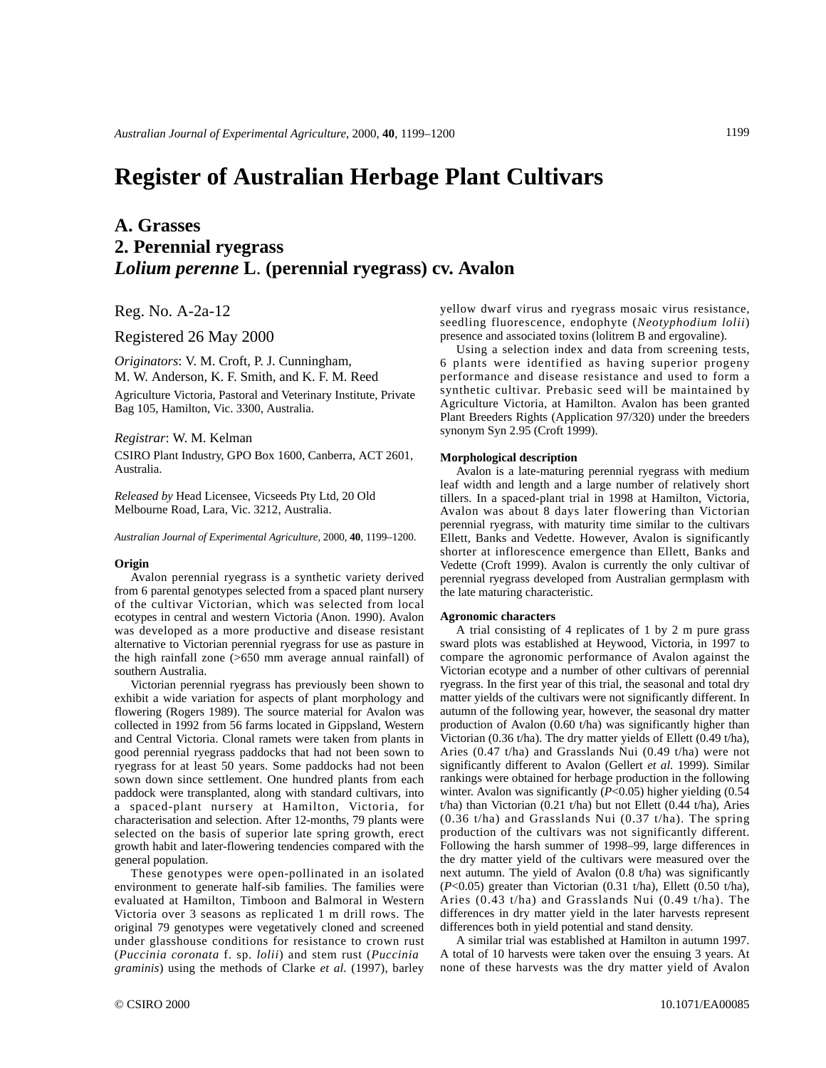# Register of Australian Herbage Plant Cultivars

## A. Grasses
## 2. Perennial ryegrass
## *Lolium perenne* L. (perennial ryegrass) cv. Avalon

Reg. No. A-2a-12

Registered 26 May 2000

*Originators*: V. M. Croft, P. J. Cunningham, M. W. Anderson, K. F. Smith, and K. F. M. Reed

Agriculture Victoria, Pastoral and Veterinary Institute, Private Bag 105, Hamilton, Vic. 3300, Australia.

*Registrar*: W. M. Kelman

CSIRO Plant Industry, GPO Box 1600, Canberra, ACT 2601, Australia.

*Released by* Head Licensee, Vicseeds Pty Ltd, 20 Old Melbourne Road, Lara, Vic. 3212, Australia.

*Australian Journal of Experimental Agriculture*, 2000, **40**, 1199–1200.

### Origin

Avalon perennial ryegrass is a synthetic variety derived from 6 parental genotypes selected from a spaced plant nursery of the cultivar Victorian, which was selected from local ecotypes in central and western Victoria (Anon. 1990). Avalon was developed as a more productive and disease resistant alternative to Victorian perennial ryegrass for use as pasture in the high rainfall zone (>650 mm average annual rainfall) of southern Australia.

Victorian perennial ryegrass has previously been shown to exhibit a wide variation for aspects of plant morphology and flowering (Rogers 1989). The source material for Avalon was collected in 1992 from 56 farms located in Gippsland, Western and Central Victoria. Clonal ramets were taken from plants in good perennial ryegrass paddocks that had not been sown to ryegrass for at least 50 years. Some paddocks had not been sown down since settlement. One hundred plants from each paddock were transplanted, along with standard cultivars, into a spaced-plant nursery at Hamilton, Victoria, for characterisation and selection. After 12-months, 79 plants were selected on the basis of superior late spring growth, erect growth habit and later-flowering tendencies compared with the general population.

These genotypes were open-pollinated in an isolated environment to generate half-sib families. The families were evaluated at Hamilton, Timboon and Balmoral in Western Victoria over 3 seasons as replicated 1 m drill rows. The original 79 genotypes were vegetatively cloned and screened under glasshouse conditions for resistance to crown rust (*Puccinia coronata* f. sp. *lolii*) and stem rust (*Puccinia graminis*) using the methods of Clarke *et al.* (1997), barley yellow dwarf virus and ryegrass mosaic virus resistance, seedling fluorescence, endophyte (*Neotyphodium lolii*) presence and associated toxins (lolitrem B and ergovaline).

Using a selection index and data from screening tests, 6 plants were identified as having superior progeny performance and disease resistance and used to form a synthetic cultivar. Prebasic seed will be maintained by Agriculture Victoria, at Hamilton. Avalon has been granted Plant Breeders Rights (Application 97/320) under the breeders synonym Syn 2.95 (Croft 1999).

### Morphological description

Avalon is a late-maturing perennial ryegrass with medium leaf width and length and a large number of relatively short tillers. In a spaced-plant trial in 1998 at Hamilton, Victoria, Avalon was about 8 days later flowering than Victorian perennial ryegrass, with maturity time similar to the cultivars Ellett, Banks and Vedette. However, Avalon is significantly shorter at inflorescence emergence than Ellett, Banks and Vedette (Croft 1999). Avalon is currently the only cultivar of perennial ryegrass developed from Australian germplasm with the late maturing characteristic.

### Agronomic characters

A trial consisting of 4 replicates of 1 by 2 m pure grass sward plots was established at Heywood, Victoria, in 1997 to compare the agronomic performance of Avalon against the Victorian ecotype and a number of other cultivars of perennial ryegrass. In the first year of this trial, the seasonal and total dry matter yields of the cultivars were not significantly different. In autumn of the following year, however, the seasonal dry matter production of Avalon (0.60 t/ha) was significantly higher than Victorian (0.36 t/ha). The dry matter yields of Ellett (0.49 t/ha), Aries (0.47 t/ha) and Grasslands Nui (0.49 t/ha) were not significantly different to Avalon (Gellert *et al.* 1999). Similar rankings were obtained for herbage production in the following winter. Avalon was significantly ($P$<0.05) higher yielding (0.54 t/ha) than Victorian (0.21 t/ha) but not Ellett (0.44 t/ha), Aries (0.36 t/ha) and Grasslands Nui (0.37 t/ha). The spring production of the cultivars was not significantly different. Following the harsh summer of 1998–99, large differences in the dry matter yield of the cultivars were measured over the next autumn. The yield of Avalon (0.8 t/ha) was significantly ($P$<0.05) greater than Victorian (0.31 t/ha), Ellett (0.50 t/ha), Aries (0.43 t/ha) and Grasslands Nui (0.49 t/ha). The differences in dry matter yield in the later harvests represent differences both in yield potential and stand density.

A similar trial was established at Hamilton in autumn 1997. A total of 10 harvests were taken over the ensuing 3 years. At none of these harvests was the dry matter yield of Avalon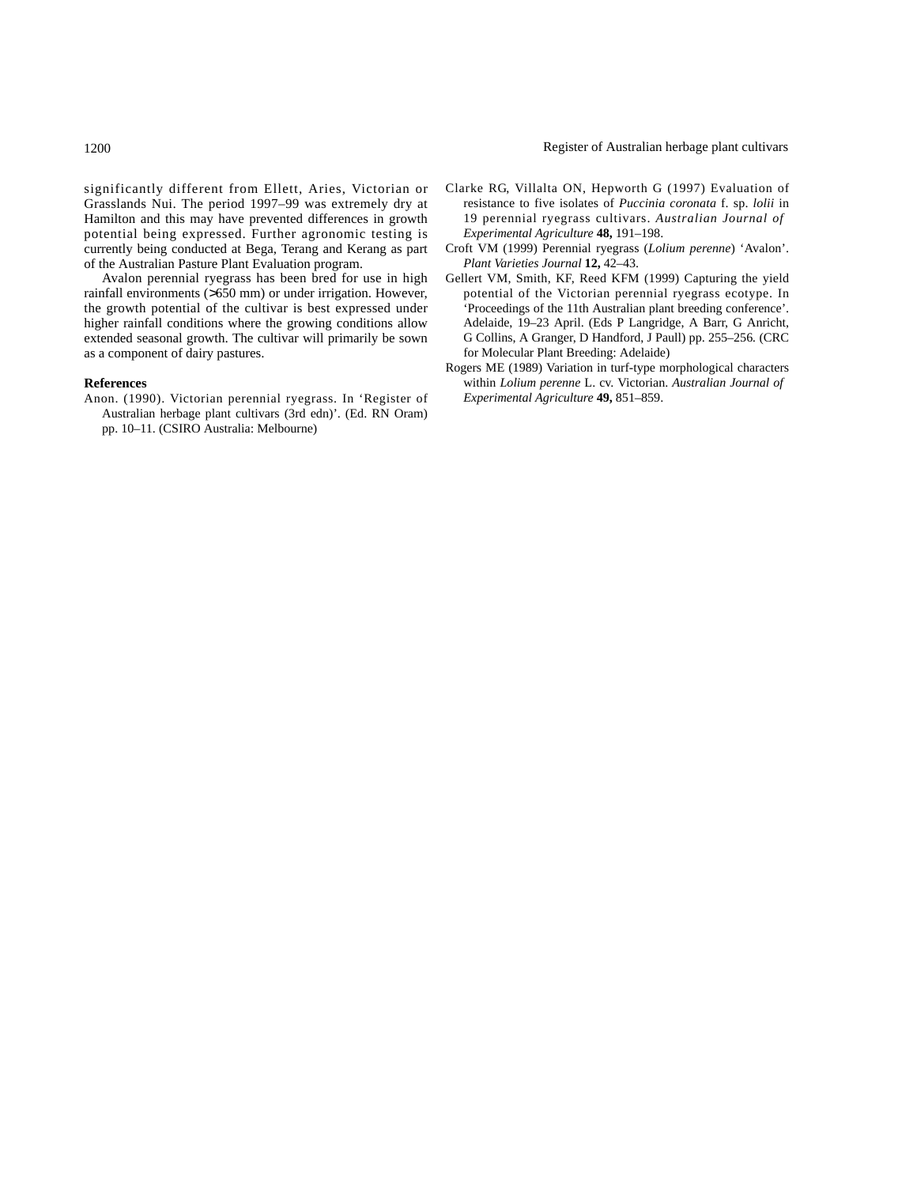significantly different from Ellett, Aries, Victorian or Grasslands Nui. The period 1997–99 was extremely dry at Hamilton and this may have prevented differences in growth potential being expressed. Further agronomic testing is currently being conducted at Bega, Terang and Kerang as part of the Australian Pasture Plant Evaluation program.

Avalon perennial ryegrass has been bred for use in high rainfall environments (>650 mm) or under irrigation. However, the growth potential of the cultivar is best expressed under higher rainfall conditions where the growing conditions allow extended seasonal growth. The cultivar will primarily be sown as a component of dairy pastures.

### References

Anon. (1990). Victorian perennial ryegrass. In 'Register of Australian herbage plant cultivars (3rd edn)'. (Ed. RN Oram) pp. 10–11. (CSIRO Australia: Melbourne)

Clarke RG, Villalta ON, Hepworth G (1997) Evaluation of resistance to five isolates of *Puccinia coronata* f. sp. *lolii* in 19 perennial ryegrass cultivars. *Australian Journal of Experimental Agriculture* **48,** 191–198.

Croft VM (1999) Perennial ryegrass (*Lolium perenne*) 'Avalon'. *Plant Varieties Journal* **12,** 42–43.

Gellert VM, Smith, KF, Reed KFM (1999) Capturing the yield potential of the Victorian perennial ryegrass ecotype. In 'Proceedings of the 11th Australian plant breeding conference'. Adelaide, 19–23 April. (Eds P Langridge, A Barr, G Anricht, G Collins, A Granger, D Handford, J Paull) pp. 255–256. (CRC for Molecular Plant Breeding: Adelaide)

Rogers ME (1989) Variation in turf-type morphological characters within *Lolium perenne* L. cv. Victorian. *Australian Journal of Experimental Agriculture* **49,** 851–859.